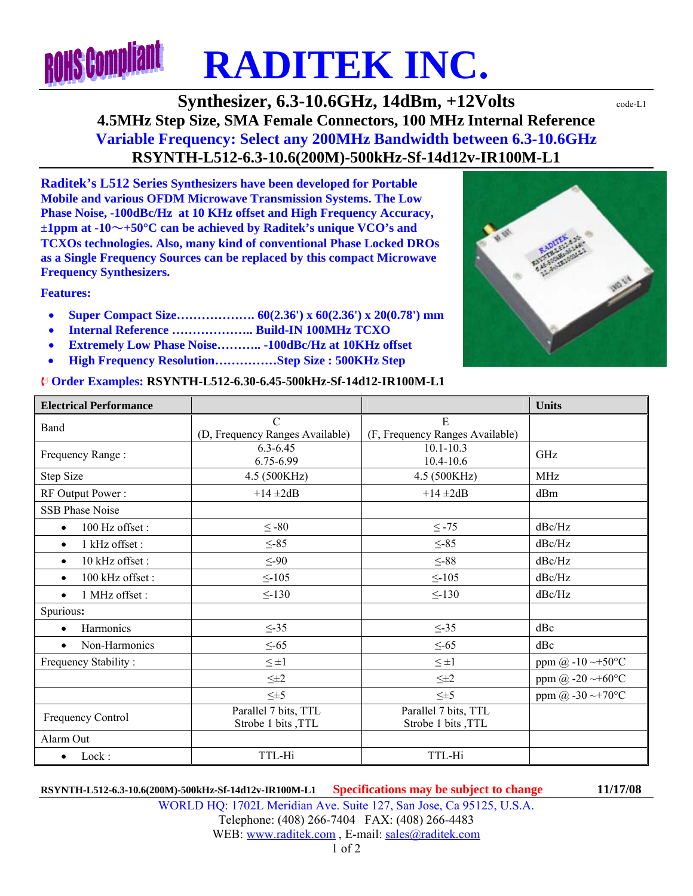# RADITEK INC.

## Synthesizer, 6.3-10.6GHz, 14dBm, +12Volts

code-L1

### 4.5MHz Step Size, SMA Female Connectors, 100 MHz Internal Reference

### Variable Frequency: Select any 200MHz Bandwidth between 6.3-10.6GHz

### RSYNTH-L512-6.3-10.6(200M)-500kHz-Sf-14d12v-IR100M-L1

**Raditek's L512 Series Synthesizers have been developed for Portable Mobile and various OFDM Microwave Transmission Systems. The Low Phase Noise, -100dBc/Hz at 10 KHz offset and High Frequency Accuracy, ±1ppm at -10～+50°C can be achieved by Raditek's unique VCO's and TCXOs technologies. Also, many kind of conventional Phase Locked DROs as a Single Frequency Sources can be replaced by this compact Microwave Frequency Synthesizers.**

**Features:**

- **Super Compact Size………………. 60(2.36') x 60(2.36') x 20(0.78') mm**
- **Internal Reference ……………….. Build-IN 100MHz TCXO**
- **Extremely Low Phase Noise……….. -100dBc/Hz at 10KHz offset**
- **High Frequency Resolution……………Step Size : 500KHz Step**

**Order Examples: RSYNTH-L512-6.30-6.45-500kHz-Sf-14d12-IR100M-L1**

| Electrical Performance | | | Units |
|---|---|---|---|
| Band | C<br>(D, Frequency Ranges Available) | E<br>(F, Frequency Ranges Available) | |
| Frequency Range : | 6.3-6.45<br>6.75-6.99 | 10.1-10.3<br>10.4-10.6 | GHz |
| Step Size | 4.5 (500KHz) | 4.5 (500KHz) | MHz |
| RF Output Power : | +14 ±2dB | +14 ±2dB | dBm |
| SSB Phase Noise | | | |
| • 100 Hz offset : | ≤ -80 | ≤ -75 | dBc/Hz |
| • 1 kHz offset : | ≤-85 | ≤-85 | dBc/Hz |
| • 10 kHz offset : | ≤-90 | ≤-88 | dBc/Hz |
| • 100 kHz offset : | ≤-105 | ≤-105 | dBc/Hz |
| • 1 MHz offset : | ≤-130 | ≤-130 | dBc/Hz |
| Spurious: | | | |
| • Harmonics | ≤-35 | ≤-35 | dBc |
| • Non-Harmonics | ≤-65 | ≤-65 | dBc |
| Frequency Stability : | ≤ ±1 | ≤ ±1 | ppm @ -10 ~+50°C |
| | ≤±2 | ≤±2 | ppm @ -20 ~+60°C |
| | ≤±5 | ≤±5 | ppm @ -30 ~+70°C |
| Frequency Control | Parallel 7 bits, TTL<br>Strobe 1 bits ,TTL | Parallel 7 bits, TTL<br>Strobe 1 bits ,TTL | |
| Alarm Out | | | |
| • Lock : | TTL-Hi | TTL-Hi | |

**RSYNTH-L512-6.3-10.6(200M)-500kHz-Sf-14d12v-IR100M-L1** **Specifications may be subject to change** **11/17/08**

WORLD HQ: 1702L Meridian Ave. Suite 127, San Jose, Ca 95125, U.S.A.
Telephone: (408) 266-7404 FAX: (408) 266-4483
WEB: www.raditek.com , E-mail: sales@raditek.com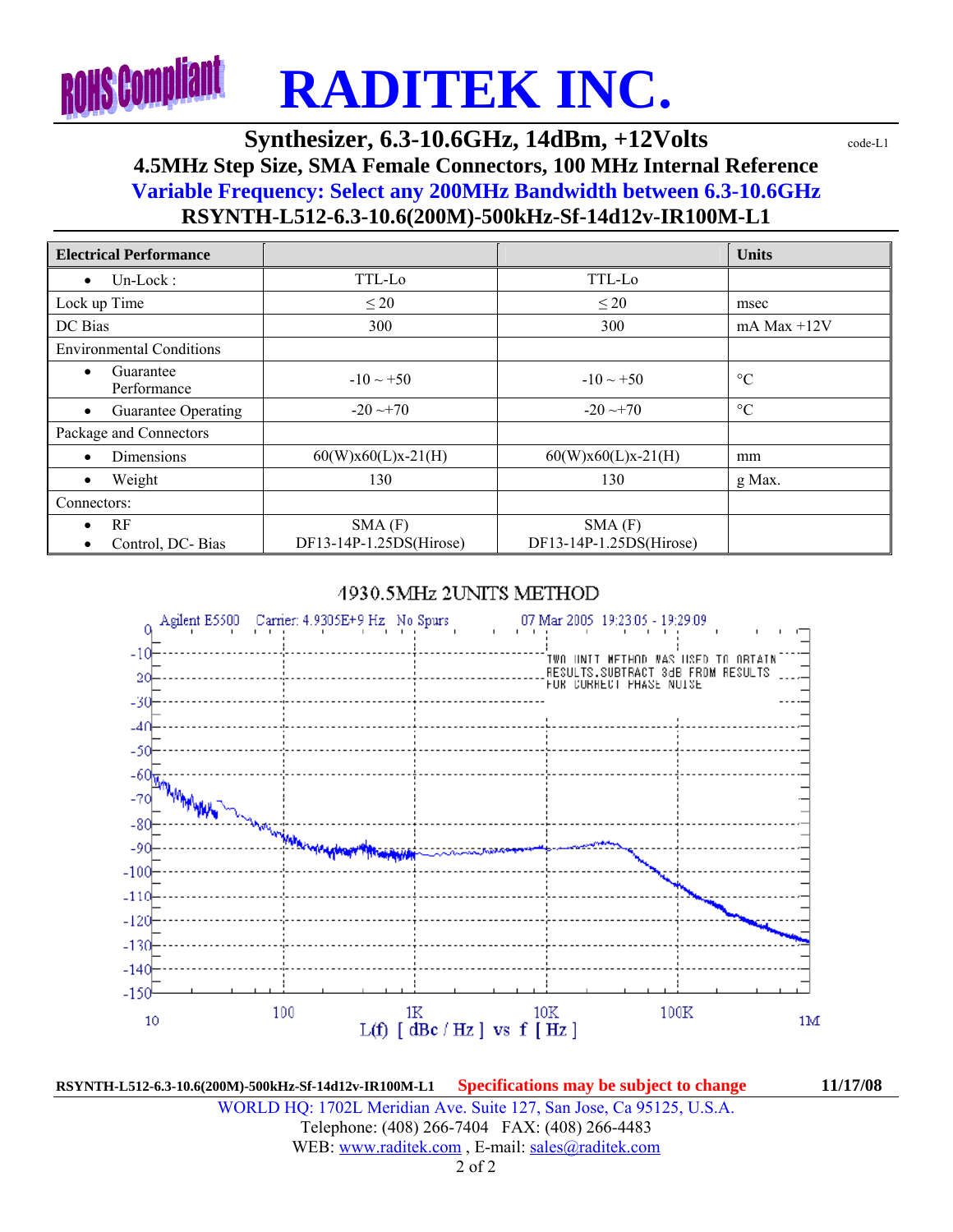# RADITEK INC.

## Synthesizer, 6.3-10.6GHz, 14dBm, +12Volts

code-L1

### 4.5MHz Step Size, SMA Female Connectors, 100 MHz Internal Reference

### Variable Frequency: Select any 200MHz Bandwidth between 6.3-10.6GHz

### RSYNTH-L512-6.3-10.6(200M)-500kHz-Sf-14d12v-IR100M-L1

| Electrical Performance | | | Units |
|---|---|---|---|
| • Un-Lock : | TTL-Lo | TTL-Lo | |
| Lock up Time | ≤ 20 | ≤ 20 | msec |
| DC Bias | 300 | 300 | mA Max +12V |
| Environmental Conditions | | | |
| • Guarantee Performance | -10 ~ +50 | -10 ~ +50 | °C |
| • Guarantee Operating | -20 ~+70 | -20 ~+70 | °C |
| Package and Connectors | | | |
| • Dimensions | 60(W)x60(L)x-21(H) | 60(W)x60(L)x-21(H) | mm |
| • Weight | 130 | 130 | g Max. |
| Connectors: | | | |
| • RF<br>• Control, DC- Bias | SMA (F)<br>DF13-14P-1.25DS(Hirose) | SMA (F)<br>DF13-14P-1.25DS(Hirose) | |

4930.5MHz 2UNITS METHOD

Agilent E5500 Carrier: 4.9305E+9 Hz No Spurs 07 Mar 2005 19:23:05 - 19:29:09

TWO UNIT METHOD WAS USED TO OBTAIN RESULTS.SUBTRACT 3dB FROM RESULTS FOR CORRECT PHASE NOISE

0, -10, -20, -30, -40, -50, -60, -70, -80, -90, -100, -110, -120, -130, -140, -150

10, 100, 1K, 10K, 100K, 1M

L(f) [ dBc / Hz ] vs f [ Hz ]

RSYNTH-L512-6.3-10.6(200M)-500kHz-Sf-14d12v-IR100M-L1 **Specifications may be subject to change** 11/17/08

WORLD HQ: 1702L Meridian Ave. Suite 127, San Jose, Ca 95125, U.S.A.
Telephone: (408) 266-7404 FAX: (408) 266-4483
WEB: www.raditek.com , E-mail: sales@raditek.com